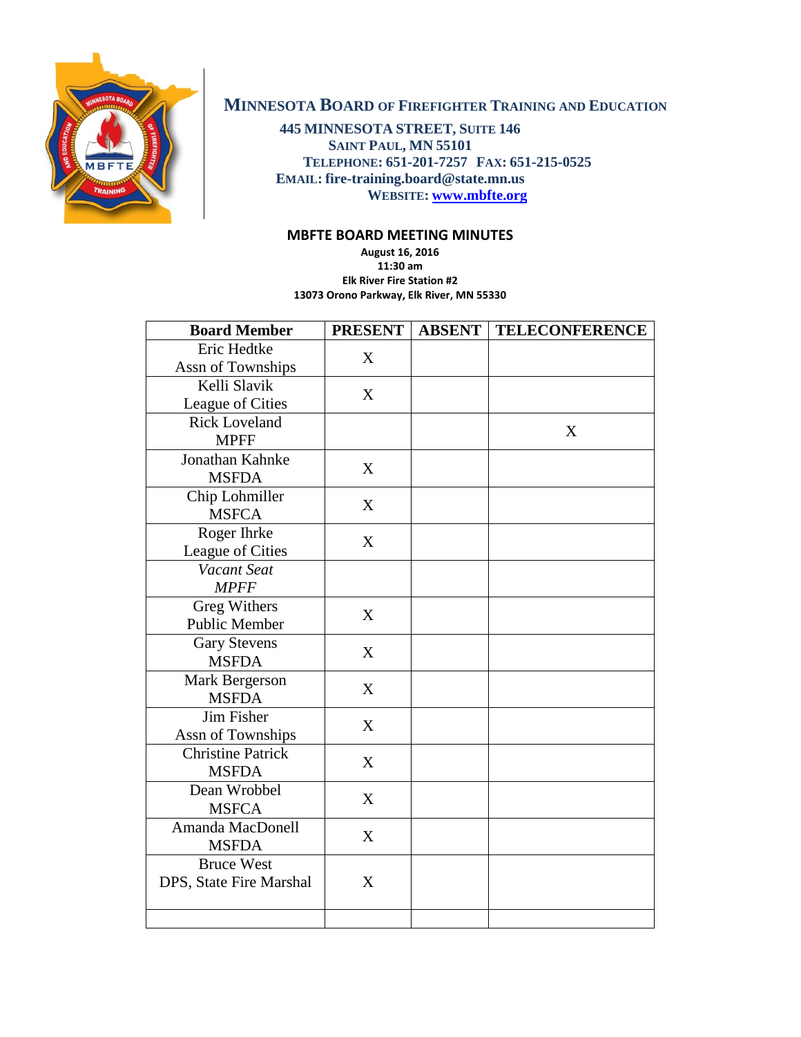# Minnesota Board of Firefighter Training and Education

**445 Minnesota Street, Suite 146**
**Saint Paul, MN 55101**
**Telephone: 651-201-7257 Fax: 651-215-0525**
**Email: fire-training.board@state.mn.us**
**Website: www.mbfte.org**

## MBFTE BOARD MEETING MINUTES

**August 16, 2016**
**11:30 am**
**Elk River Fire Station #2**
**13073 Orono Parkway, Elk River, MN 55330**

| Board Member | PRESENT | ABSENT | TELECONFERENCE |
|---|---|---|---|
| Eric Hedtke<br>Assn of Townships | X | | |
| Kelli Slavik<br>League of Cities | X | | |
| Rick Loveland<br>MPFF | | | X |
| Jonathan Kahnke<br>MSFDA | X | | |
| Chip Lohmiller<br>MSFCA | X | | |
| Roger Ihrke<br>League of Cities | X | | |
| *Vacant Seat*<br>*MPFF* | | | |
| Greg Withers<br>Public Member | X | | |
| Gary Stevens<br>MSFDA | X | | |
| Mark Bergerson<br>MSFDA | X | | |
| Jim Fisher<br>Assn of Townships | X | | |
| Christine Patrick<br>MSFDA | X | | |
| Dean Wrobbel<br>MSFCA | X | | |
| Amanda MacDonell<br>MSFDA | X | | |
| Bruce West<br>DPS, State Fire Marshal | X | | |
| | | | |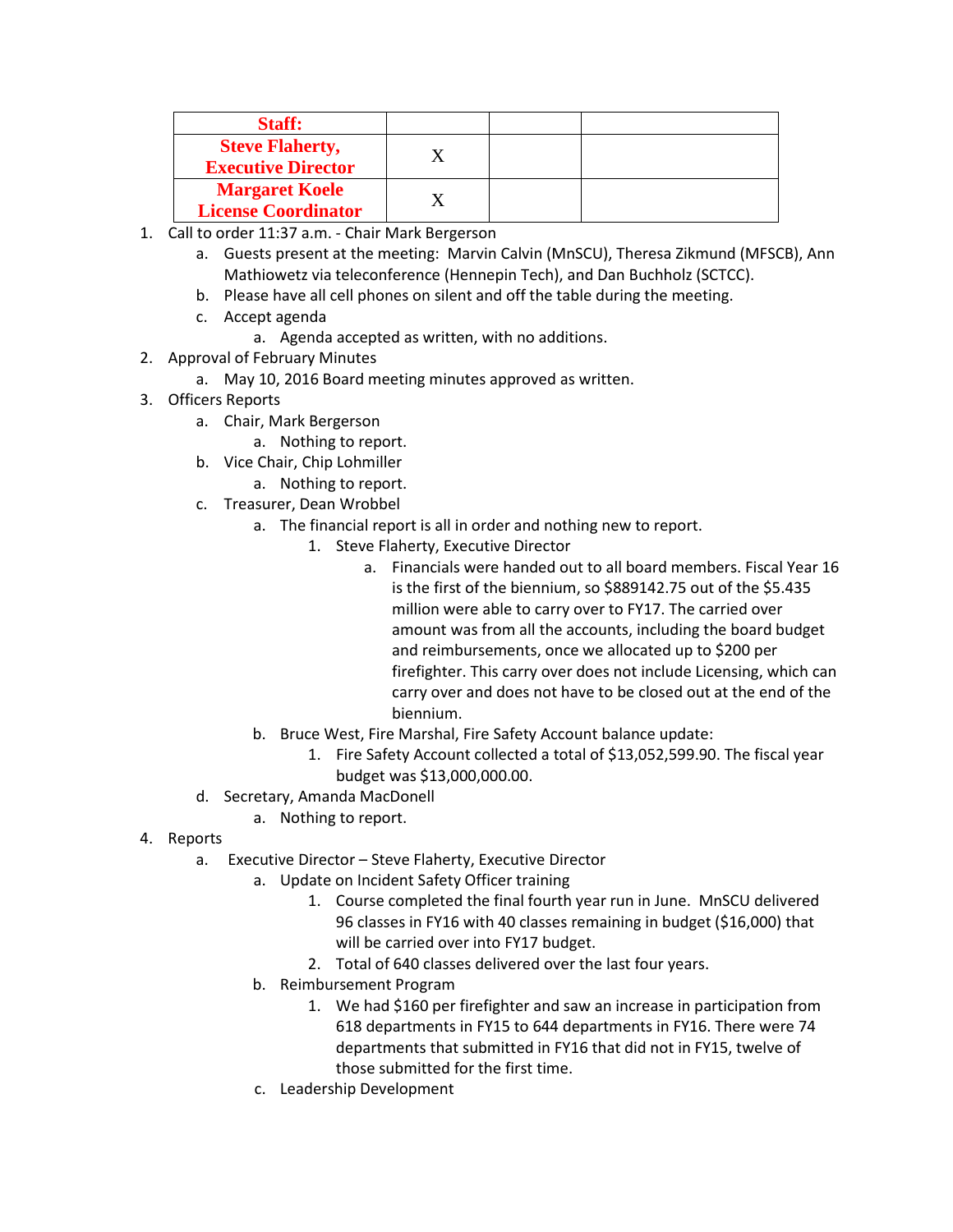| Staff: | | | |
|---|---|---|---|
| **Steve Flaherty, Executive Director** | X | | |
| **Margaret Koele License Coordinator** | X | | |

1. Call to order 11:37 a.m. - Chair Mark Bergerson
   a. Guests present at the meeting: Marvin Calvin (MnSCU), Theresa Zikmund (MFSCB), Ann Mathiowetz via teleconference (Hennepin Tech), and Dan Buchholz (SCTCC).
   b. Please have all cell phones on silent and off the table during the meeting.
   c. Accept agenda
      a. Agenda accepted as written, with no additions.
2. Approval of February Minutes
   a. May 10, 2016 Board meeting minutes approved as written.
3. Officers Reports
   a. Chair, Mark Bergerson
      a. Nothing to report.
   b. Vice Chair, Chip Lohmiller
      a. Nothing to report.
   c. Treasurer, Dean Wrobbel
      a. The financial report is all in order and nothing new to report.
         1. Steve Flaherty, Executive Director
            a. Financials were handed out to all board members. Fiscal Year 16 is the first of the biennium, so $889142.75 out of the $5.435 million were able to carry over to FY17. The carried over amount was from all the accounts, including the board budget and reimbursements, once we allocated up to $200 per firefighter. This carry over does not include Licensing, which can carry over and does not have to be closed out at the end of the biennium.
      b. Bruce West, Fire Marshal, Fire Safety Account balance update:
         1. Fire Safety Account collected a total of $13,052,599.90. The fiscal year budget was $13,000,000.00.
   d. Secretary, Amanda MacDonell
      a. Nothing to report.
4. Reports
   a. Executive Director – Steve Flaherty, Executive Director
      a. Update on Incident Safety Officer training
         1. Course completed the final fourth year run in June. MnSCU delivered 96 classes in FY16 with 40 classes remaining in budget ($16,000) that will be carried over into FY17 budget.
         2. Total of 640 classes delivered over the last four years.
      b. Reimbursement Program
         1. We had $160 per firefighter and saw an increase in participation from 618 departments in FY15 to 644 departments in FY16. There were 74 departments that submitted in FY16 that did not in FY15, twelve of those submitted for the first time.
      c. Leadership Development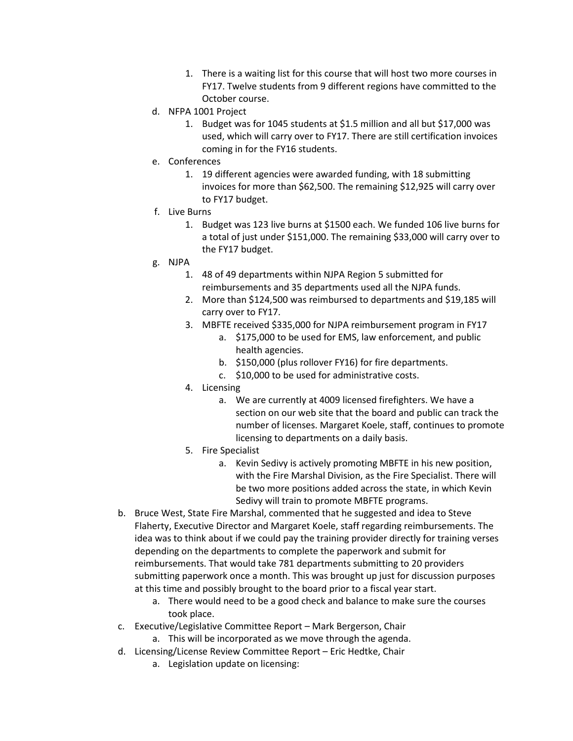1. There is a waiting list for this course that will host two more courses in FY17. Twelve students from 9 different regions have committed to the October course.
    d. NFPA 1001 Project
        1. Budget was for 1045 students at $1.5 million and all but $17,000 was used, which will carry over to FY17. There are still certification invoices coming in for the FY16 students.
    e. Conferences
        1. 19 different agencies were awarded funding, with 18 submitting invoices for more than $62,500. The remaining $12,925 will carry over to FY17 budget.
    f. Live Burns
        1. Budget was 123 live burns at $1500 each. We funded 106 live burns for a total of just under $151,000. The remaining $33,000 will carry over to the FY17 budget.
    g. NJPA
        1. 48 of 49 departments within NJPA Region 5 submitted for reimbursements and 35 departments used all the NJPA funds.
        2. More than $124,500 was reimbursed to departments and $19,185 will carry over to FY17.
        3. MBFTE received $335,000 for NJPA reimbursement program in FY17
            a. $175,000 to be used for EMS, law enforcement, and public health agencies.
            b. $150,000 (plus rollover FY16) for fire departments.
            c. $10,000 to be used for administrative costs.
        4. Licensing
            a. We are currently at 4009 licensed firefighters. We have a section on our web site that the board and public can track the number of licenses. Margaret Koele, staff, continues to promote licensing to departments on a daily basis.
        5. Fire Specialist
            a. Kevin Sedivy is actively promoting MBFTE in his new position, with the Fire Marshal Division, as the Fire Specialist. There will be two more positions added across the state, in which Kevin Sedivy will train to promote MBFTE programs.

b. Bruce West, State Fire Marshal, commented that he suggested and idea to Steve Flaherty, Executive Director and Margaret Koele, staff regarding reimbursements. The idea was to think about if we could pay the training provider directly for training verses depending on the departments to complete the paperwork and submit for reimbursements. That would take 781 departments submitting to 20 providers submitting paperwork once a month. This was brought up just for discussion purposes at this time and possibly brought to the board prior to a fiscal year start.
    a. There would need to be a good check and balance to make sure the courses took place.
c. Executive/Legislative Committee Report – Mark Bergerson, Chair
    a. This will be incorporated as we move through the agenda.
d. Licensing/License Review Committee Report – Eric Hedtke, Chair
    a. Legislation update on licensing: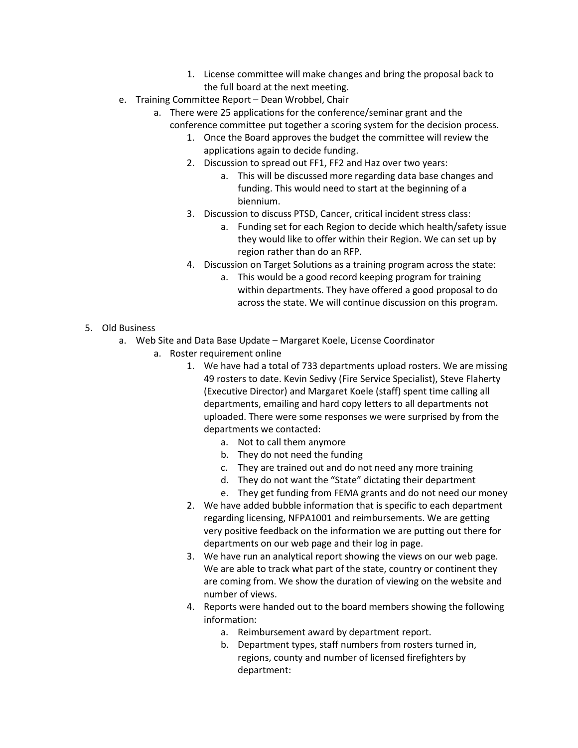1. License committee will make changes and bring the proposal back to the full board at the next meeting.
    e. Training Committee Report – Dean Wrobbel, Chair
        a. There were 25 applications for the conference/seminar grant and the conference committee put together a scoring system for the decision process.
            1. Once the Board approves the budget the committee will review the applications again to decide funding.
            2. Discussion to spread out FF1, FF2 and Haz over two years:
                a. This will be discussed more regarding data base changes and funding. This would need to start at the beginning of a biennium.
            3. Discussion to discuss PTSD, Cancer, critical incident stress class:
                a. Funding set for each Region to decide which health/safety issue they would like to offer within their Region. We can set up by region rather than do an RFP.
            4. Discussion on Target Solutions as a training program across the state:
                a. This would be a good record keeping program for training within departments. They have offered a good proposal to do across the state. We will continue discussion on this program.

5. Old Business
    a. Web Site and Data Base Update – Margaret Koele, License Coordinator
        a. Roster requirement online
            1. We have had a total of 733 departments upload rosters. We are missing 49 rosters to date. Kevin Sedivy (Fire Service Specialist), Steve Flaherty (Executive Director) and Margaret Koele (staff) spent time calling all departments, emailing and hard copy letters to all departments not uploaded. There were some responses we were surprised by from the departments we contacted:
                a. Not to call them anymore
                b. They do not need the funding
                c. They are trained out and do not need any more training
                d. They do not want the "State" dictating their department
                e. They get funding from FEMA grants and do not need our money
            2. We have added bubble information that is specific to each department regarding licensing, NFPA1001 and reimbursements. We are getting very positive feedback on the information we are putting out there for departments on our web page and their log in page.
            3. We have run an analytical report showing the views on our web page. We are able to track what part of the state, country or continent they are coming from. We show the duration of viewing on the website and number of views.
            4. Reports were handed out to the board members showing the following information:
                a. Reimbursement award by department report.
                b. Department types, staff numbers from rosters turned in, regions, county and number of licensed firefighters by department: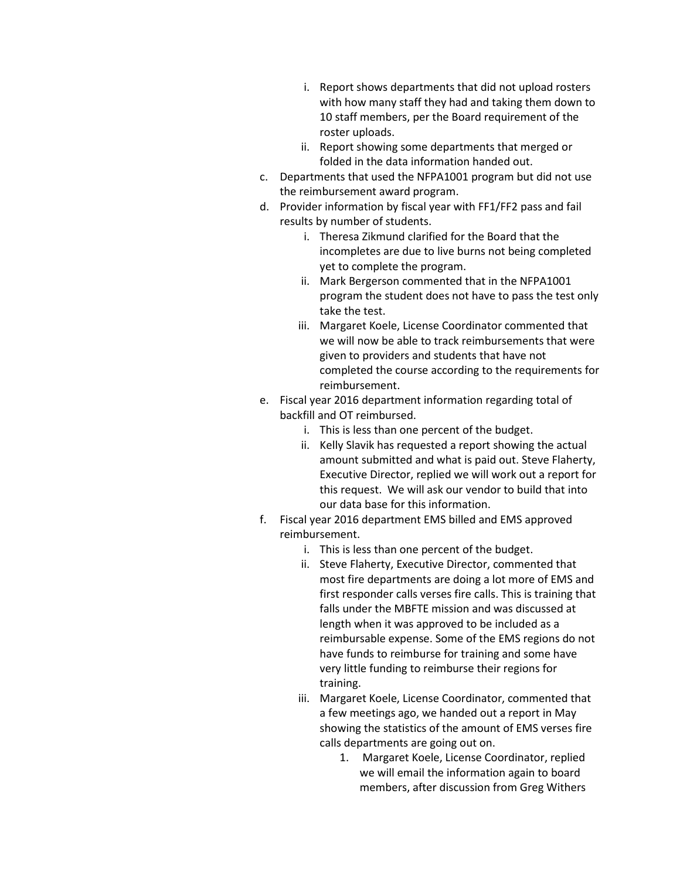i. Report shows departments that did not upload rosters with how many staff they had and taking them down to 10 staff members, per the Board requirement of the roster uploads.
   ii. Report showing some departments that merged or folded in the data information handed out.

c. Departments that used the NFPA1001 program but did not use the reimbursement award program.

d. Provider information by fiscal year with FF1/FF2 pass and fail results by number of students.
   i. Theresa Zikmund clarified for the Board that the incompletes are due to live burns not being completed yet to complete the program.
   ii. Mark Bergerson commented that in the NFPA1001 program the student does not have to pass the test only take the test.
   iii. Margaret Koele, License Coordinator commented that we will now be able to track reimbursements that were given to providers and students that have not completed the course according to the requirements for reimbursement.

e. Fiscal year 2016 department information regarding total of backfill and OT reimbursed.
   i. This is less than one percent of the budget.
   ii. Kelly Slavik has requested a report showing the actual amount submitted and what is paid out. Steve Flaherty, Executive Director, replied we will work out a report for this request. We will ask our vendor to build that into our data base for this information.

f. Fiscal year 2016 department EMS billed and EMS approved reimbursement.
   i. This is less than one percent of the budget.
   ii. Steve Flaherty, Executive Director, commented that most fire departments are doing a lot more of EMS and first responder calls verses fire calls. This is training that falls under the MBFTE mission and was discussed at length when it was approved to be included as a reimbursable expense. Some of the EMS regions do not have funds to reimburse for training and some have very little funding to reimburse their regions for training.
   iii. Margaret Koele, License Coordinator, commented that a few meetings ago, we handed out a report in May showing the statistics of the amount of EMS verses fire calls departments are going out on.
      1. Margaret Koele, License Coordinator, replied we will email the information again to board members, after discussion from Greg Withers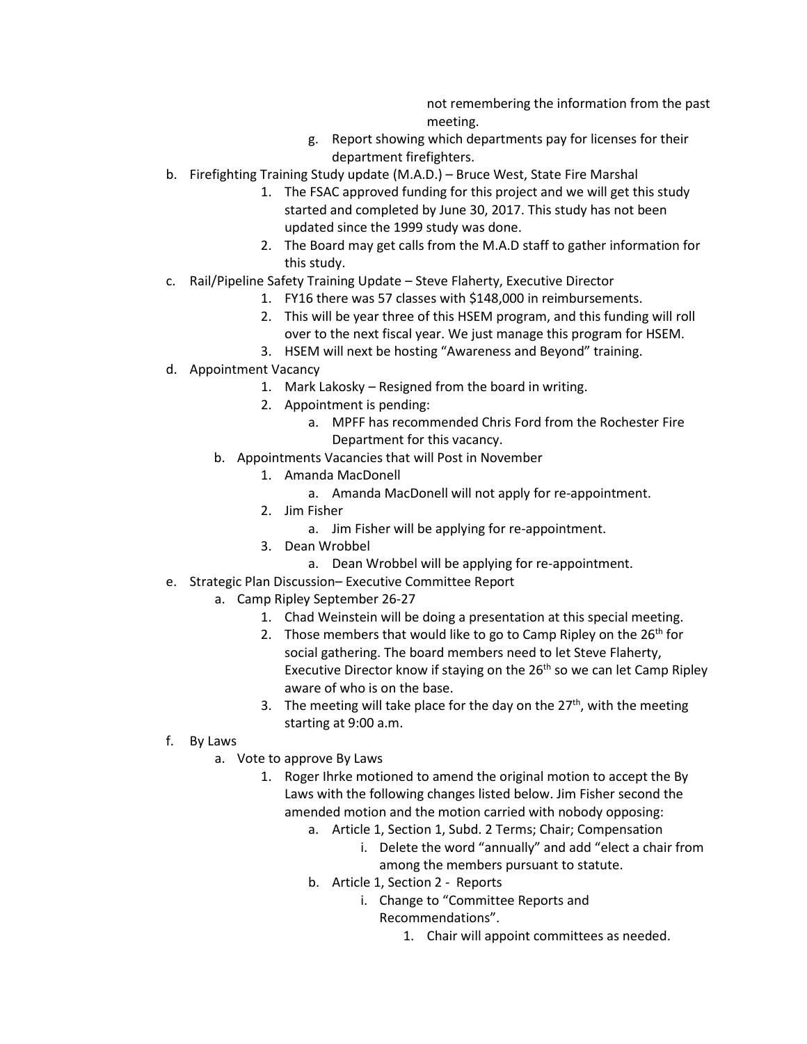not remembering the information from the past meeting.

   g. Report showing which departments pay for licenses for their department firefighters.

b. Firefighting Training Study update (M.A.D.) – Bruce West, State Fire Marshal
   1. The FSAC approved funding for this project and we will get this study started and completed by June 30, 2017. This study has not been updated since the 1999 study was done.
   2. The Board may get calls from the M.A.D staff to gather information for this study.

c. Rail/Pipeline Safety Training Update – Steve Flaherty, Executive Director
   1. FY16 there was 57 classes with $148,000 in reimbursements.
   2. This will be year three of this HSEM program, and this funding will roll over to the next fiscal year. We just manage this program for HSEM.
   3. HSEM will next be hosting "Awareness and Beyond" training.

d. Appointment Vacancy
   1. Mark Lakosky – Resigned from the board in writing.
   2. Appointment is pending:
      a. MPFF has recommended Chris Ford from the Rochester Fire Department for this vacancy.

   b. Appointments Vacancies that will Post in November
      1. Amanda MacDonell
         a. Amanda MacDonell will not apply for re-appointment.
      2. Jim Fisher
         a. Jim Fisher will be applying for re-appointment.
      3. Dean Wrobbel
         a. Dean Wrobbel will be applying for re-appointment.

e. Strategic Plan Discussion– Executive Committee Report
   a. Camp Ripley September 26-27
      1. Chad Weinstein will be doing a presentation at this special meeting.
      2. Those members that would like to go to Camp Ripley on the 26th for social gathering. The board members need to let Steve Flaherty, Executive Director know if staying on the 26th so we can let Camp Ripley aware of who is on the base.
      3. The meeting will take place for the day on the 27th, with the meeting starting at 9:00 a.m.

f. By Laws
   a. Vote to approve By Laws
      1. Roger Ihrke motioned to amend the original motion to accept the By Laws with the following changes listed below. Jim Fisher second the amended motion and the motion carried with nobody opposing:
         a. Article 1, Section 1, Subd. 2 Terms; Chair; Compensation
            i. Delete the word "annually" and add "elect a chair from among the members pursuant to statute.
         b. Article 1, Section 2 - Reports
            i. Change to "Committee Reports and Recommendations".
               1. Chair will appoint committees as needed.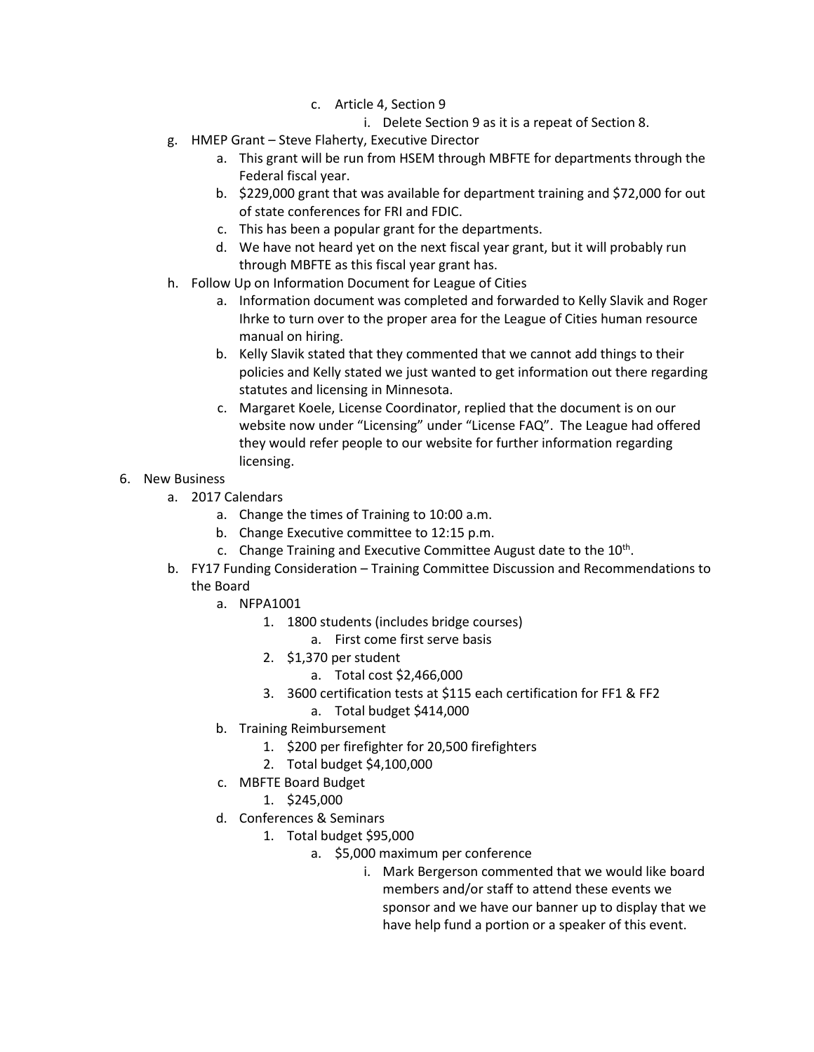- c. Article 4, Section 9
        - i. Delete Section 9 as it is a repeat of Section 8.
  - g. HMEP Grant – Steve Flaherty, Executive Director
    - a. This grant will be run from HSEM through MBFTE for departments through the Federal fiscal year.
    - b. $229,000 grant that was available for department training and $72,000 for out of state conferences for FRI and FDIC.
    - c. This has been a popular grant for the departments.
    - d. We have not heard yet on the next fiscal year grant, but it will probably run through MBFTE as this fiscal year grant has.
  - h. Follow Up on Information Document for League of Cities
    - a. Information document was completed and forwarded to Kelly Slavik and Roger Ihrke to turn over to the proper area for the League of Cities human resource manual on hiring.
    - b. Kelly Slavik stated that they commented that we cannot add things to their policies and Kelly stated we just wanted to get information out there regarding statutes and licensing in Minnesota.
    - c. Margaret Koele, License Coordinator, replied that the document is on our website now under "Licensing" under "License FAQ". The League had offered they would refer people to our website for further information regarding licensing.

6. New Business
   - a. 2017 Calendars
     - a. Change the times of Training to 10:00 a.m.
     - b. Change Executive committee to 12:15 p.m.
     - c. Change Training and Executive Committee August date to the 10th.
   - b. FY17 Funding Consideration – Training Committee Discussion and Recommendations to the Board
     - a. NFPA1001
       1. 1800 students (includes bridge courses)
          - a. First come first serve basis
       2. $1,370 per student
          - a. Total cost $2,466,000
       3. 3600 certification tests at $115 each certification for FF1 & FF2
          - a. Total budget $414,000
     - b. Training Reimbursement
       1. $200 per firefighter for 20,500 firefighters
       2. Total budget $4,100,000
     - c. MBFTE Board Budget
       1. $245,000
     - d. Conferences & Seminars
       1. Total budget $95,000
          - a. $5,000 maximum per conference
            - i. Mark Bergerson commented that we would like board members and/or staff to attend these events we sponsor and we have our banner up to display that we have help fund a portion or a speaker of this event.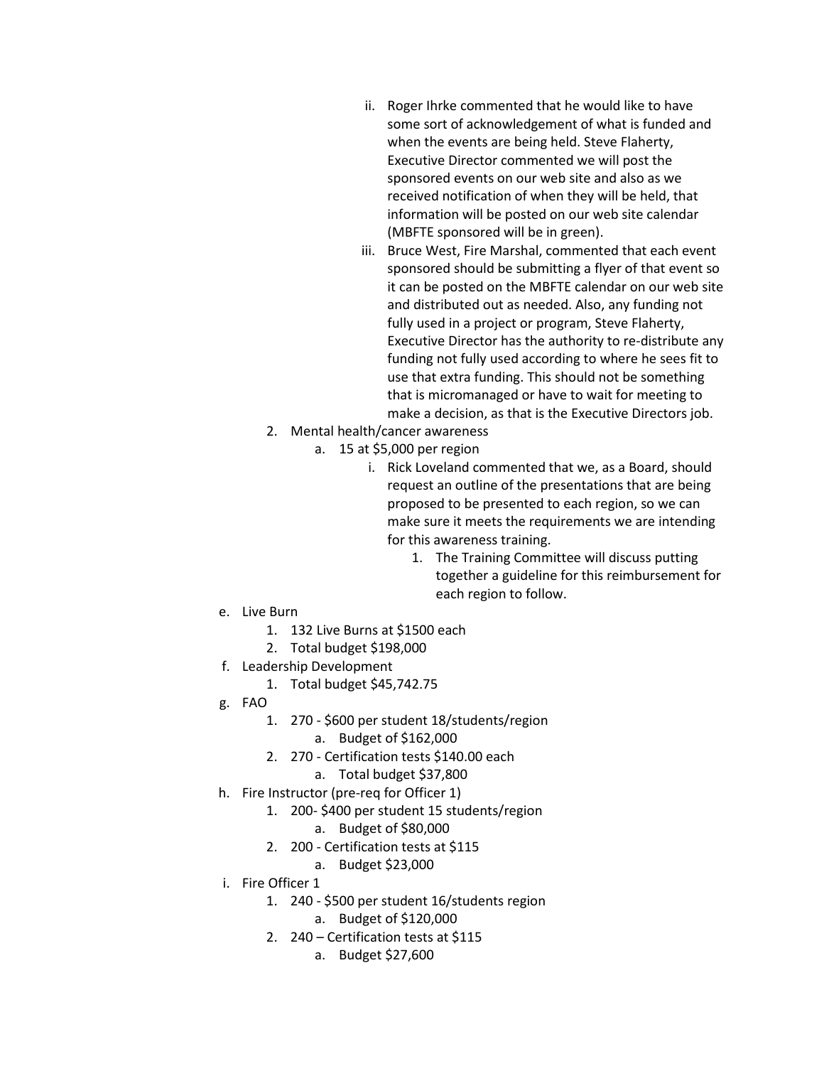- ii. Roger Ihrke commented that he would like to have some sort of acknowledgement of what is funded and when the events are being held. Steve Flaherty, Executive Director commented we will post the sponsored events on our web site and also as we received notification of when they will be held, that information will be posted on our web site calendar (MBFTE sponsored will be in green).
    - iii. Bruce West, Fire Marshal, commented that each event sponsored should be submitting a flyer of that event so it can be posted on the MBFTE calendar on our web site and distributed out as needed. Also, any funding not fully used in a project or program, Steve Flaherty, Executive Director has the authority to re-distribute any funding not fully used according to where he sees fit to use that extra funding. This should not be something that is micromanaged or have to wait for meeting to make a decision, as that is the Executive Directors job.
  2. Mental health/cancer awareness
     - a. 15 at $5,000 per region
       - i. Rick Loveland commented that we, as a Board, should request an outline of the presentations that are being proposed to be presented to each region, so we can make sure it meets the requirements we are intending for this awareness training.
         1. The Training Committee will discuss putting together a guideline for this reimbursement for each region to follow.

- e. Live Burn
  1. 132 Live Burns at $1500 each
  2. Total budget $198,000
- f. Leadership Development
  1. Total budget $45,742.75
- g. FAO
  1. 270 - $600 per student 18/students/region
     - a. Budget of $162,000
  2. 270 - Certification tests $140.00 each
     - a. Total budget $37,800
- h. Fire Instructor (pre-req for Officer 1)
  1. 200- $400 per student 15 students/region
     - a. Budget of $80,000
  2. 200 - Certification tests at $115
     - a. Budget $23,000
- i. Fire Officer 1
  1. 240 - $500 per student 16/students region
     - a. Budget of $120,000
  2. 240 – Certification tests at $115
     - a. Budget $27,600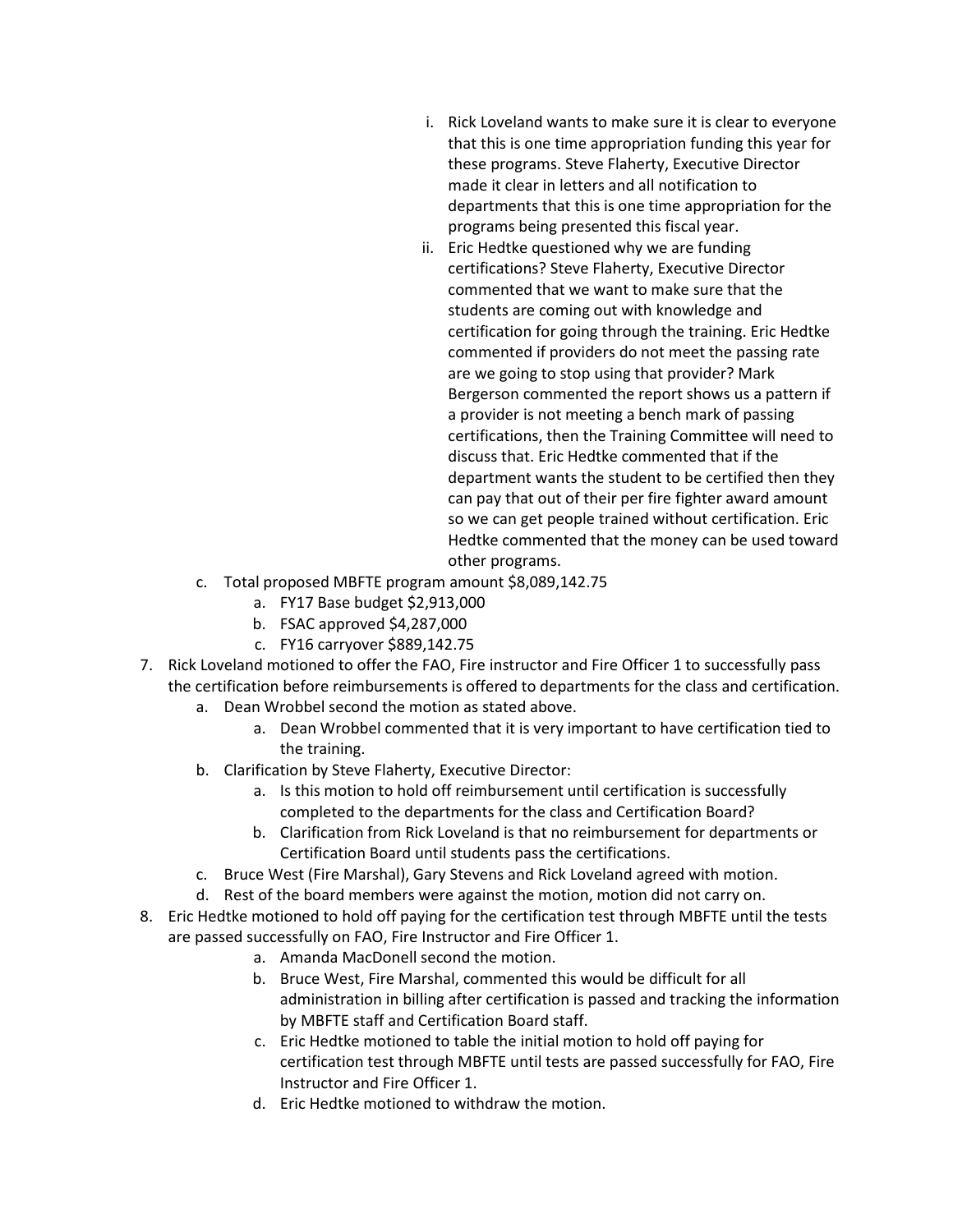i. Rick Loveland wants to make sure it is clear to everyone that this is one time appropriation funding this year for these programs. Steve Flaherty, Executive Director made it clear in letters and all notification to departments that this is one time appropriation for the programs being presented this fiscal year.

ii. Eric Hedtke questioned why we are funding certifications? Steve Flaherty, Executive Director commented that we want to make sure that the students are coming out with knowledge and certification for going through the training. Eric Hedtke commented if providers do not meet the passing rate are we going to stop using that provider? Mark Bergerson commented the report shows us a pattern if a provider is not meeting a bench mark of passing certifications, then the Training Committee will need to discuss that. Eric Hedtke commented that if the department wants the student to be certified then they can pay that out of their per fire fighter award amount so we can get people trained without certification. Eric Hedtke commented that the money can be used toward other programs.

c. Total proposed MBFTE program amount $8,089,142.75
   a. FY17 Base budget $2,913,000
   b. FSAC approved $4,287,000
   c. FY16 carryover $889,142.75

7. Rick Loveland motioned to offer the FAO, Fire instructor and Fire Officer 1 to successfully pass the certification before reimbursements is offered to departments for the class and certification.
   a. Dean Wrobbel second the motion as stated above.
      a. Dean Wrobbel commented that it is very important to have certification tied to the training.
   b. Clarification by Steve Flaherty, Executive Director:
      a. Is this motion to hold off reimbursement until certification is successfully completed to the departments for the class and Certification Board?
      b. Clarification from Rick Loveland is that no reimbursement for departments or Certification Board until students pass the certifications.
   c. Bruce West (Fire Marshal), Gary Stevens and Rick Loveland agreed with motion.
   d. Rest of the board members were against the motion, motion did not carry on.

8. Eric Hedtke motioned to hold off paying for the certification test through MBFTE until the tests are passed successfully on FAO, Fire Instructor and Fire Officer 1.
   a. Amanda MacDonell second the motion.
   b. Bruce West, Fire Marshal, commented this would be difficult for all administration in billing after certification is passed and tracking the information by MBFTE staff and Certification Board staff.
   c. Eric Hedtke motioned to table the initial motion to hold off paying for certification test through MBFTE until tests are passed successfully for FAO, Fire Instructor and Fire Officer 1.
   d. Eric Hedtke motioned to withdraw the motion.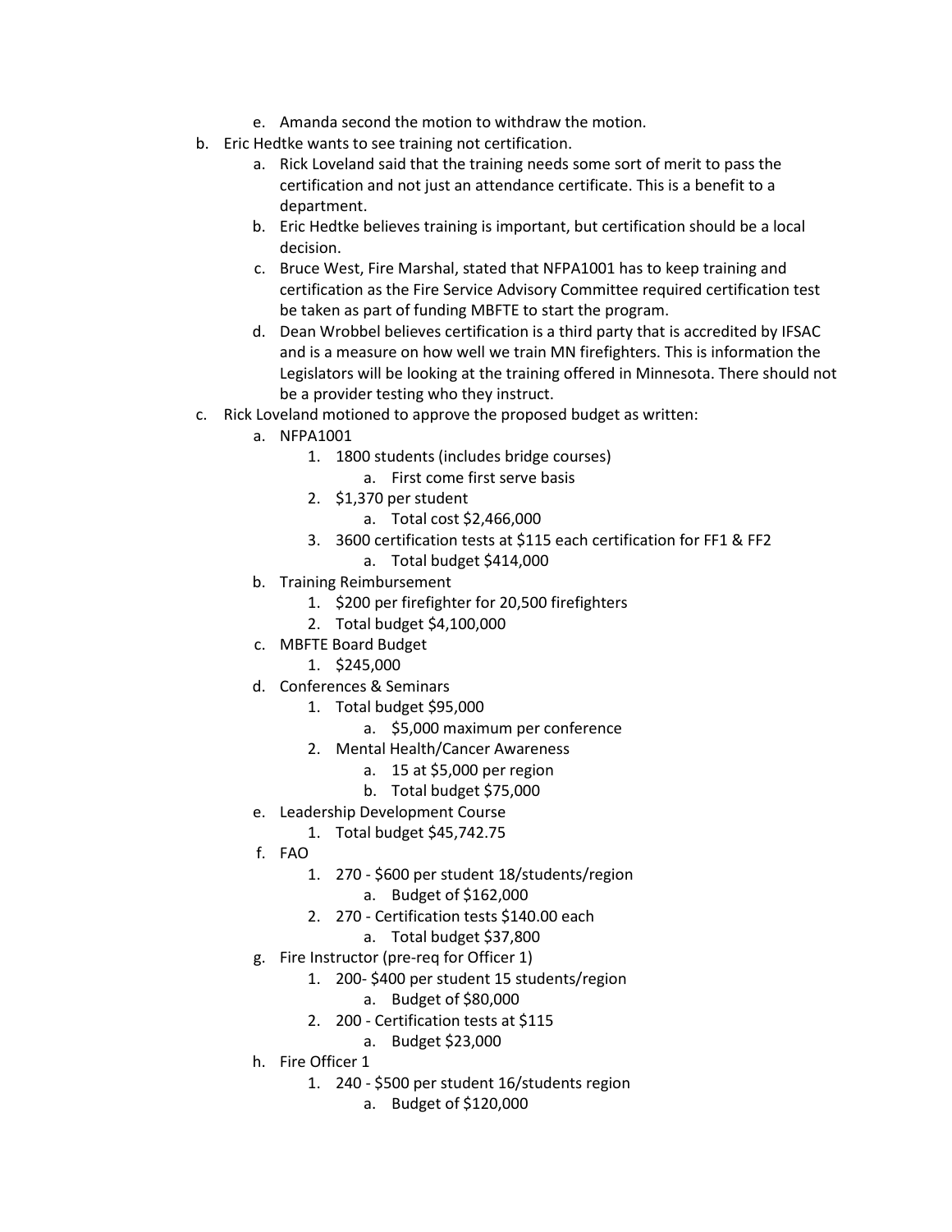e. Amanda second the motion to withdraw the motion.

b. Eric Hedtke wants to see training not certification.
    a. Rick Loveland said that the training needs some sort of merit to pass the certification and not just an attendance certificate. This is a benefit to a department.
    b. Eric Hedtke believes training is important, but certification should be a local decision.
    c. Bruce West, Fire Marshal, stated that NFPA1001 has to keep training and certification as the Fire Service Advisory Committee required certification test be taken as part of funding MBFTE to start the program.
    d. Dean Wrobbel believes certification is a third party that is accredited by IFSAC and is a measure on how well we train MN firefighters. This is information the Legislators will be looking at the training offered in Minnesota. There should not be a provider testing who they instruct.

c. Rick Loveland motioned to approve the proposed budget as written:
    a. NFPA1001
        1. 1800 students (includes bridge courses)
            a. First come first serve basis
        2. $1,370 per student
            a. Total cost $2,466,000
        3. 3600 certification tests at $115 each certification for FF1 & FF2
            a. Total budget $414,000
    b. Training Reimbursement
        1. $200 per firefighter for 20,500 firefighters
        2. Total budget $4,100,000
    c. MBFTE Board Budget
        1. $245,000
    d. Conferences & Seminars
        1. Total budget $95,000
            a. $5,000 maximum per conference
        2. Mental Health/Cancer Awareness
            a. 15 at $5,000 per region
            b. Total budget $75,000
    e. Leadership Development Course
        1. Total budget $45,742.75
    f. FAO
        1. 270 - $600 per student 18/students/region
            a. Budget of $162,000
        2. 270 - Certification tests $140.00 each
            a. Total budget $37,800
    g. Fire Instructor (pre-req for Officer 1)
        1. 200- $400 per student 15 students/region
            a. Budget of $80,000
        2. 200 - Certification tests at $115
            a. Budget $23,000
    h. Fire Officer 1
        1. 240 - $500 per student 16/students region
            a. Budget of $120,000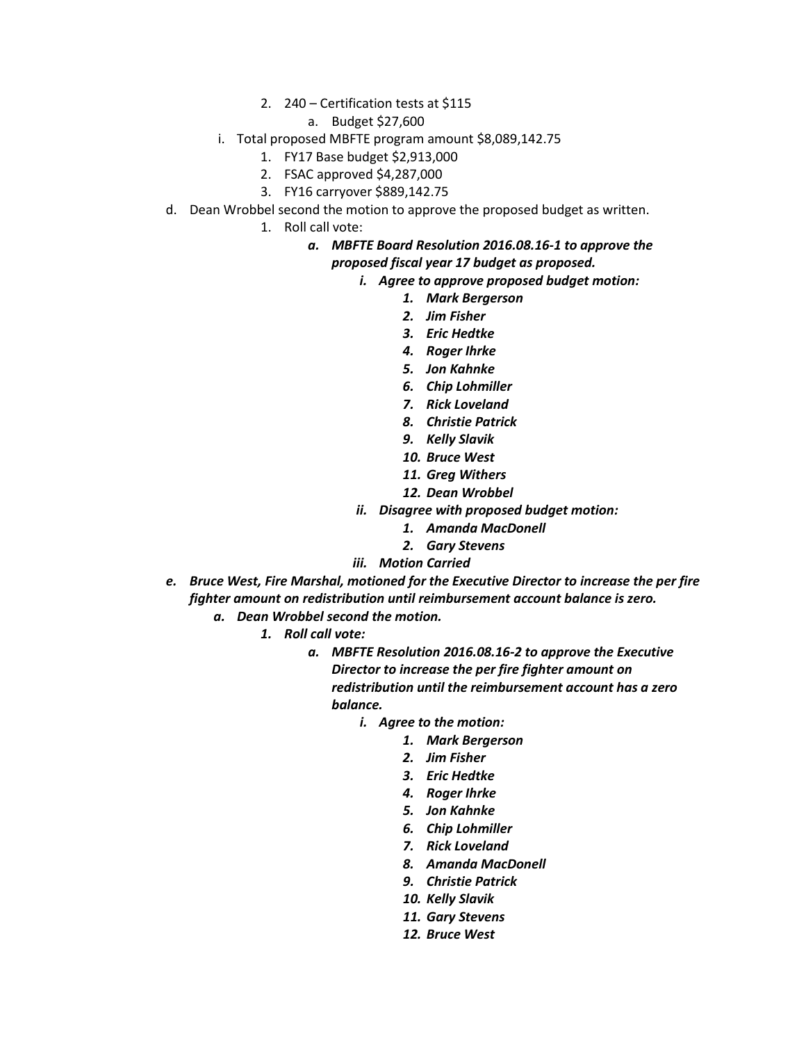2. 240 – Certification tests at $115
      a. Budget $27,600
  i. Total proposed MBFTE program amount $8,089,142.75
     1. FY17 Base budget $2,913,000
     2. FSAC approved $4,287,000
     3. FY16 carryover $889,142.75

d. Dean Wrobbel second the motion to approve the proposed budget as written.
   1. Roll call vote:
      a. ***MBFTE Board Resolution 2016.08.16-1 to approve the proposed fiscal year 17 budget as proposed.***
         i. ***Agree to approve proposed budget motion:***
            1. ***Mark Bergerson***
            2. ***Jim Fisher***
            3. ***Eric Hedtke***
            4. ***Roger Ihrke***
            5. ***Jon Kahnke***
            6. ***Chip Lohmiller***
            7. ***Rick Loveland***
            8. ***Christie Patrick***
            9. ***Kelly Slavik***
            10. ***Bruce West***
            11. ***Greg Withers***
            12. ***Dean Wrobbel***
         ii. ***Disagree with proposed budget motion:***
            1. ***Amanda MacDonell***
            2. ***Gary Stevens***
         iii. ***Motion Carried***

e. ***Bruce West, Fire Marshal, motioned for the Executive Director to increase the per fire fighter amount on redistribution until reimbursement account balance is zero.***
   a. ***Dean Wrobbel second the motion.***
      1. ***Roll call vote:***
         a. ***MBFTE Resolution 2016.08.16-2 to approve the Executive Director to increase the per fire fighter amount on redistribution until the reimbursement account has a zero balance.***
            i. ***Agree to the motion:***
               1. ***Mark Bergerson***
               2. ***Jim Fisher***
               3. ***Eric Hedtke***
               4. ***Roger Ihrke***
               5. ***Jon Kahnke***
               6. ***Chip Lohmiller***
               7. ***Rick Loveland***
               8. ***Amanda MacDonell***
               9. ***Christie Patrick***
               10. ***Kelly Slavik***
               11. ***Gary Stevens***
               12. ***Bruce West***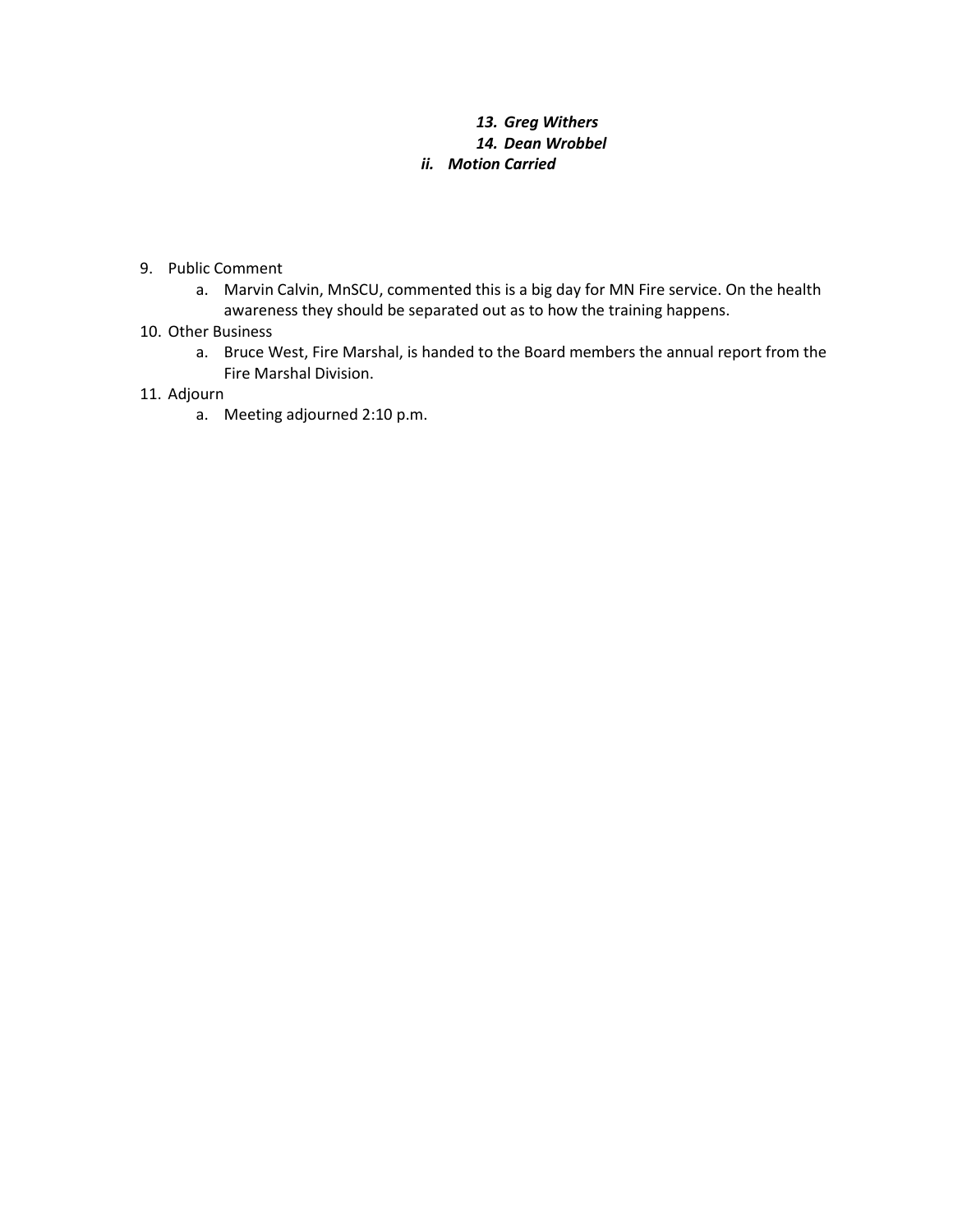13. ***Greg Withers***
14. ***Dean Wrobbel***

ii. ***Motion Carried***

9. Public Comment
   a. Marvin Calvin, MnSCU, commented this is a big day for MN Fire service. On the health awareness they should be separated out as to how the training happens.
10. Other Business
    a. Bruce West, Fire Marshal, is handed to the Board members the annual report from the Fire Marshal Division.
11. Adjourn
    a. Meeting adjourned 2:10 p.m.